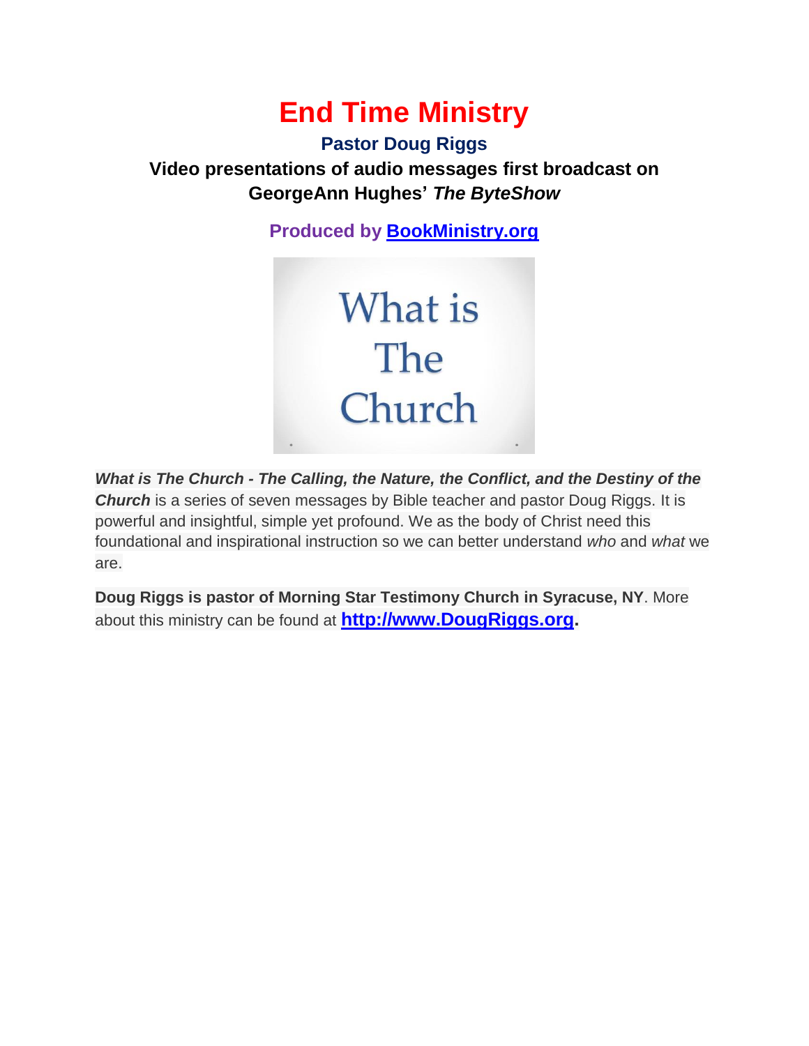# End Time Ministry

## Pastor Doug Riggs

**Video presentations of audio messages first broadcast on GeorgeAnn Hughes' *The ByteShow***

**Produced by [BookMinistry.org](BookMinistry.org)**

What is The Church

***What is The Church - The Calling, the Nature, the Conflict, and the Destiny of the Church*** is a series of seven messages by Bible teacher and pastor Doug Riggs. It is powerful and insightful, simple yet profound. We as the body of Christ need this foundational and inspirational instruction so we can better understand *who* and *what* we are.

**Doug Riggs is pastor of Morning Star Testimony Church in Syracuse, NY**. More about this ministry can be found at **[http://www.DougRiggs.org](http://www.DougRiggs.org).**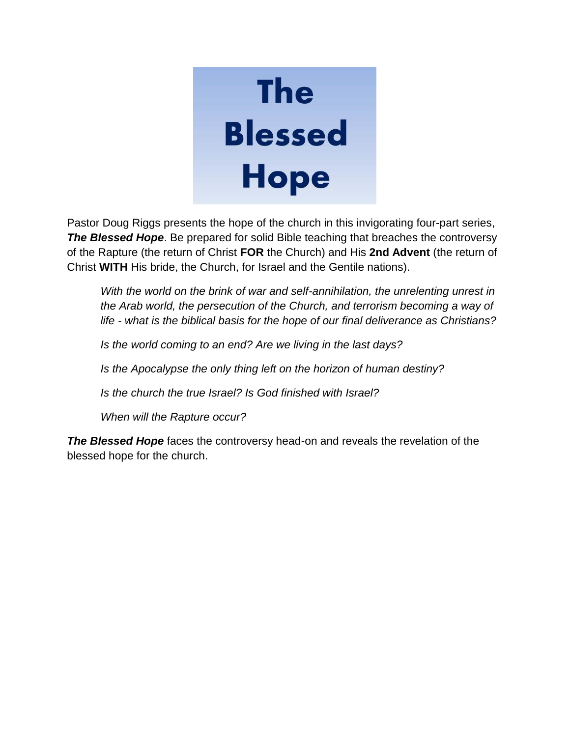# The Blessed Hope

Pastor Doug Riggs presents the hope of the church in this invigorating four-part series, ***The Blessed Hope***. Be prepared for solid Bible teaching that breaches the controversy of the Rapture (the return of Christ **FOR** the Church) and His **2nd Advent** (the return of Christ **WITH** His bride, the Church, for Israel and the Gentile nations).

> *With the world on the brink of war and self-annihilation, the unrelenting unrest in the Arab world, the persecution of the Church, and terrorism becoming a way of life - what is the biblical basis for the hope of our final deliverance as Christians?*
>
> *Is the world coming to an end? Are we living in the last days?*
>
> *Is the Apocalypse the only thing left on the horizon of human destiny?*
>
> *Is the church the true Israel? Is God finished with Israel?*
>
> *When will the Rapture occur?*

***The Blessed Hope*** faces the controversy head-on and reveals the revelation of the blessed hope for the church.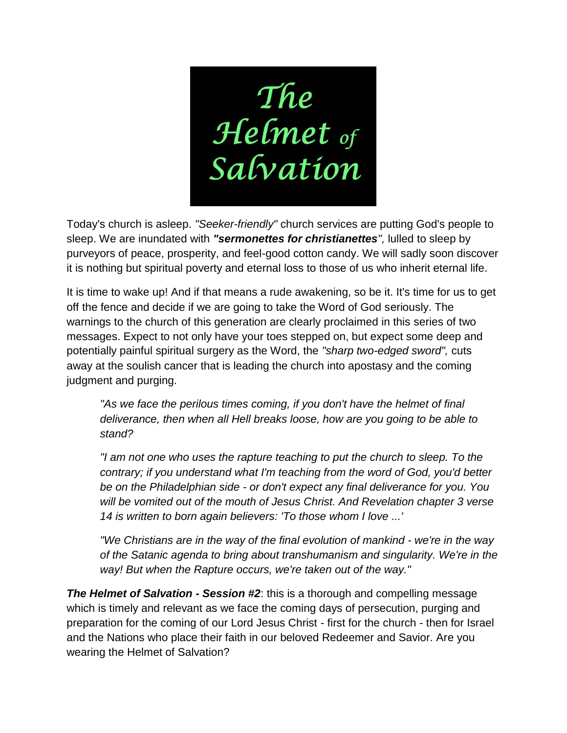# The Helmet of Salvation

Today's church is asleep. *"Seeker-friendly"* church services are putting God's people to sleep. We are inundated with ***"sermonettes for christianettes"***, lulled to sleep by purveyors of peace, prosperity, and feel-good cotton candy. We will sadly soon discover it is nothing but spiritual poverty and eternal loss to those of us who inherit eternal life.

It is time to wake up! And if that means a rude awakening, so be it. It's time for us to get off the fence and decide if we are going to take the Word of God seriously. The warnings to the church of this generation are clearly proclaimed in this series of two messages. Expect to not only have your toes stepped on, but expect some deep and potentially painful spiritual surgery as the Word, the *"sharp two-edged sword",* cuts away at the soulish cancer that is leading the church into apostasy and the coming judgment and purging.

> *"As we face the perilous times coming, if you don't have the helmet of final deliverance, then when all Hell breaks loose, how are you going to be able to stand?*
>
> *"I am not one who uses the rapture teaching to put the church to sleep. To the contrary; if you understand what I'm teaching from the word of God, you'd better be on the Philadelphian side - or don't expect any final deliverance for you. You will be vomited out of the mouth of Jesus Christ. And Revelation chapter 3 verse 14 is written to born again believers: 'To those whom I love ...'*
>
> *"We Christians are in the way of the final evolution of mankind - we're in the way of the Satanic agenda to bring about transhumanism and singularity. We're in the way! But when the Rapture occurs, we're taken out of the way."*

***The Helmet of Salvation - Session #2***: this is a thorough and compelling message which is timely and relevant as we face the coming days of persecution, purging and preparation for the coming of our Lord Jesus Christ - first for the church - then for Israel and the Nations who place their faith in our beloved Redeemer and Savior. Are you wearing the Helmet of Salvation?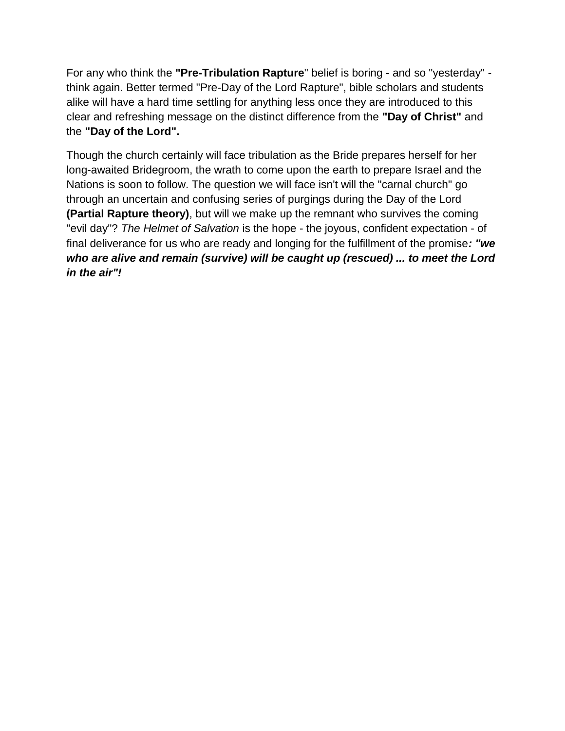For any who think the **"Pre-Tribulation Rapture**" belief is boring - and so "yesterday" - think again. Better termed "Pre-Day of the Lord Rapture", bible scholars and students alike will have a hard time settling for anything less once they are introduced to this clear and refreshing message on the distinct difference from the **"Day of Christ"** and the **"Day of the Lord".**

Though the church certainly will face tribulation as the Bride prepares herself for her long-awaited Bridegroom, the wrath to come upon the earth to prepare Israel and the Nations is soon to follow. The question we will face isn't will the "carnal church" go through an uncertain and confusing series of purgings during the Day of the Lord **(Partial Rapture theory)**, but will we make up the remnant who survives the coming "evil day"? *The Helmet of Salvation* is the hope - the joyous, confident expectation - of final deliverance for us who are ready and longing for the fulfillment of the promise***: "we who are alive and remain (survive) will be caught up (rescued) ... to meet the Lord in the air"!***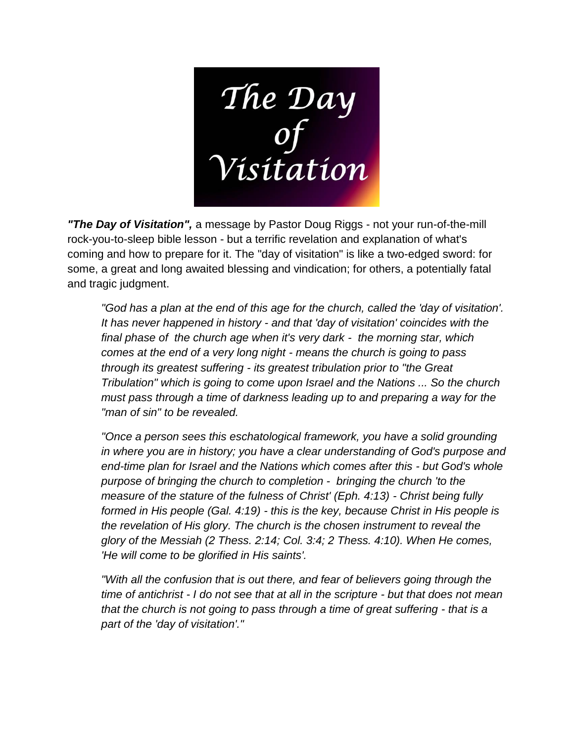The Day of Visitation

***"The Day of Visitation",*** a message by Pastor Doug Riggs - not your run-of-the-mill rock-you-to-sleep bible lesson - but a terrific revelation and explanation of what's coming and how to prepare for it. The "day of visitation" is like a two-edged sword: for some, a great and long awaited blessing and vindication; for others, a potentially fatal and tragic judgment.

> *"God has a plan at the end of this age for the church, called the 'day of visitation'. It has never happened in history - and that 'day of visitation' coincides with the final phase of the church age when it's very dark - the morning star, which comes at the end of a very long night - means the church is going to pass through its greatest suffering - its greatest tribulation prior to "the Great Tribulation" which is going to come upon Israel and the Nations ... So the church must pass through a time of darkness leading up to and preparing a way for the "man of sin" to be revealed.*
>
> *"Once a person sees this eschatological framework, you have a solid grounding in where you are in history; you have a clear understanding of God's purpose and end-time plan for Israel and the Nations which comes after this - but God's whole purpose of bringing the church to completion - bringing the church 'to the measure of the stature of the fulness of Christ' (Eph. 4:13) - Christ being fully formed in His people (Gal. 4:19) - this is the key, because Christ in His people is the revelation of His glory. The church is the chosen instrument to reveal the glory of the Messiah (2 Thess. 2:14; Col. 3:4; 2 Thess. 4:10). When He comes, 'He will come to be glorified in His saints'.*
>
> *"With all the confusion that is out there, and fear of believers going through the time of antichrist - I do not see that at all in the scripture - but that does not mean that the church is not going to pass through a time of great suffering - that is a part of the 'day of visitation'."*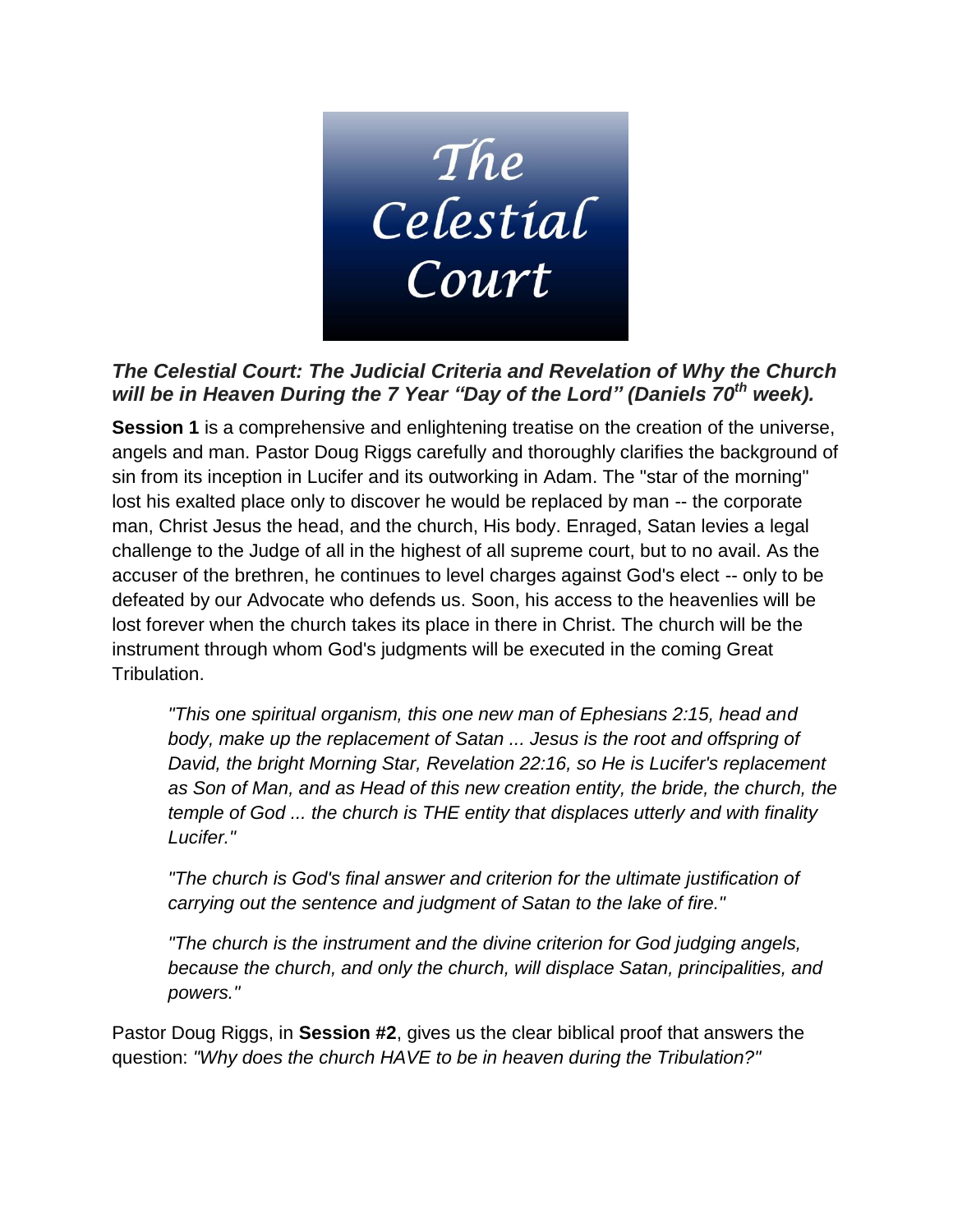The Celestial Court

***The Celestial Court: The Judicial Criteria and Revelation of Why the Church will be in Heaven During the 7 Year "Day of the Lord" (Daniels 70th week).***

**Session 1** is a comprehensive and enlightening treatise on the creation of the universe, angels and man. Pastor Doug Riggs carefully and thoroughly clarifies the background of sin from its inception in Lucifer and its outworking in Adam. The "star of the morning" lost his exalted place only to discover he would be replaced by man -- the corporate man, Christ Jesus the head, and the church, His body. Enraged, Satan levies a legal challenge to the Judge of all in the highest of all supreme court, but to no avail. As the accuser of the brethren, he continues to level charges against God's elect -- only to be defeated by our Advocate who defends us. Soon, his access to the heavenlies will be lost forever when the church takes its place in there in Christ. The church will be the instrument through whom God's judgments will be executed in the coming Great Tribulation.

> *"This one spiritual organism, this one new man of Ephesians 2:15, head and body, make up the replacement of Satan ... Jesus is the root and offspring of David, the bright Morning Star, Revelation 22:16, so He is Lucifer's replacement as Son of Man, and as Head of this new creation entity, the bride, the church, the temple of God ... the church is THE entity that displaces utterly and with finality Lucifer."*
>
> *"The church is God's final answer and criterion for the ultimate justification of carrying out the sentence and judgment of Satan to the lake of fire."*
>
> *"The church is the instrument and the divine criterion for God judging angels, because the church, and only the church, will displace Satan, principalities, and powers."*

Pastor Doug Riggs, in **Session #2**, gives us the clear biblical proof that answers the question: *"Why does the church HAVE to be in heaven during the Tribulation?"*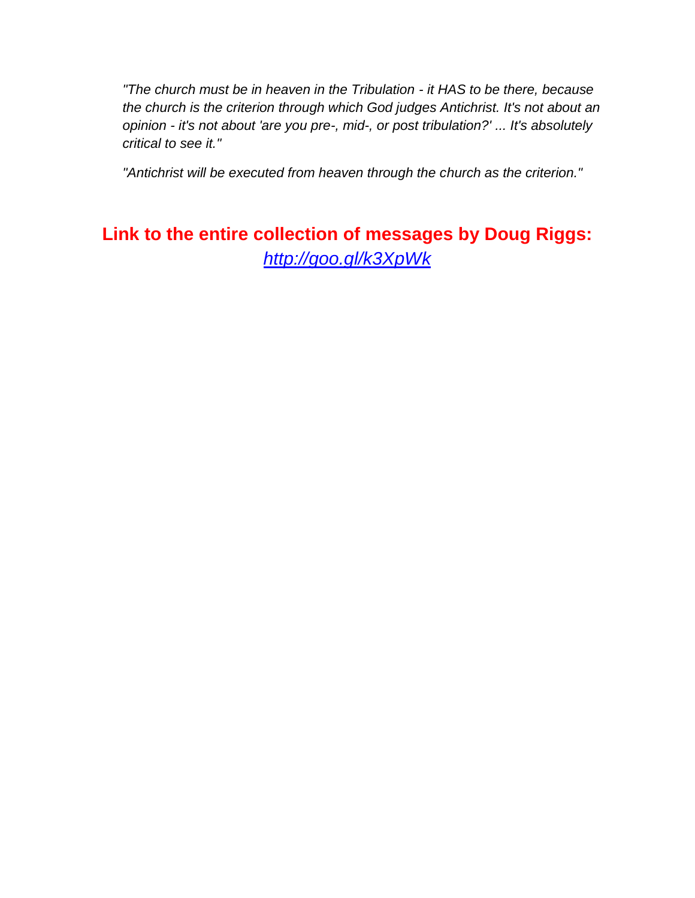*"The church must be in heaven in the Tribulation - it HAS to be there, because the church is the criterion through which God judges Antichrist. It's not about an opinion - it's not about 'are you pre-, mid-, or post tribulation?' ... It's absolutely critical to see it."*

*"Antichrist will be executed from heaven through the church as the criterion."*

**Link to the entire collection of messages by Doug Riggs:**
*http://goo.gl/k3XpWk*